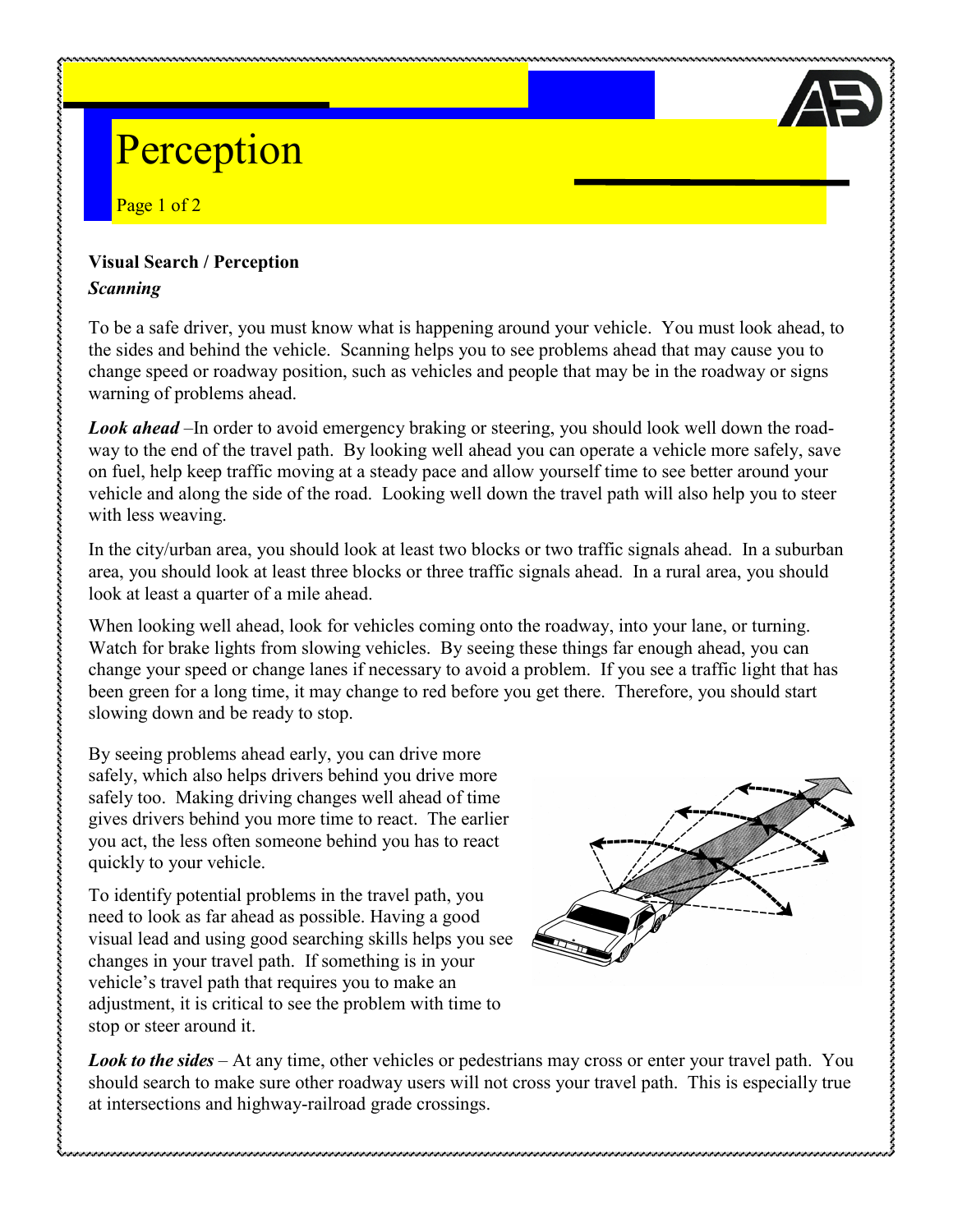# Perception

## Visual Search / Perception

### *Scanning*

To be a safe driver, you must know what is happening around your vehicle. You must look ahead, to the sides and behind the vehicle. Scanning helps you to see problems ahead that may cause you to change speed or roadway position, such as vehicles and people that may be in the roadway or signs warning of problems ahead.

***Look ahead*** –In order to avoid emergency braking or steering, you should look well down the roadway to the end of the travel path. By looking well ahead you can operate a vehicle more safely, save on fuel, help keep traffic moving at a steady pace and allow yourself time to see better around your vehicle and along the side of the road. Looking well down the travel path will also help you to steer with less weaving.

In the city/urban area, you should look at least two blocks or two traffic signals ahead. In a suburban area, you should look at least three blocks or three traffic signals ahead. In a rural area, you should look at least a quarter of a mile ahead.

When looking well ahead, look for vehicles coming onto the roadway, into your lane, or turning. Watch for brake lights from slowing vehicles. By seeing these things far enough ahead, you can change your speed or change lanes if necessary to avoid a problem. If you see a traffic light that has been green for a long time, it may change to red before you get there. Therefore, you should start slowing down and be ready to stop.

By seeing problems ahead early, you can drive more safely, which also helps drivers behind you drive more safely too. Making driving changes well ahead of time gives drivers behind you more time to react. The earlier you act, the less often someone behind you has to react quickly to your vehicle.

To identify potential problems in the travel path, you need to look as far ahead as possible. Having a good visual lead and using good searching skills helps you see changes in your travel path. If something is in your vehicle's travel path that requires you to make an adjustment, it is critical to see the problem with time to stop or steer around it.

***Look to the sides*** – At any time, other vehicles or pedestrians may cross or enter your travel path. You should search to make sure other roadway users will not cross your travel path. This is especially true at intersections and highway-railroad grade crossings.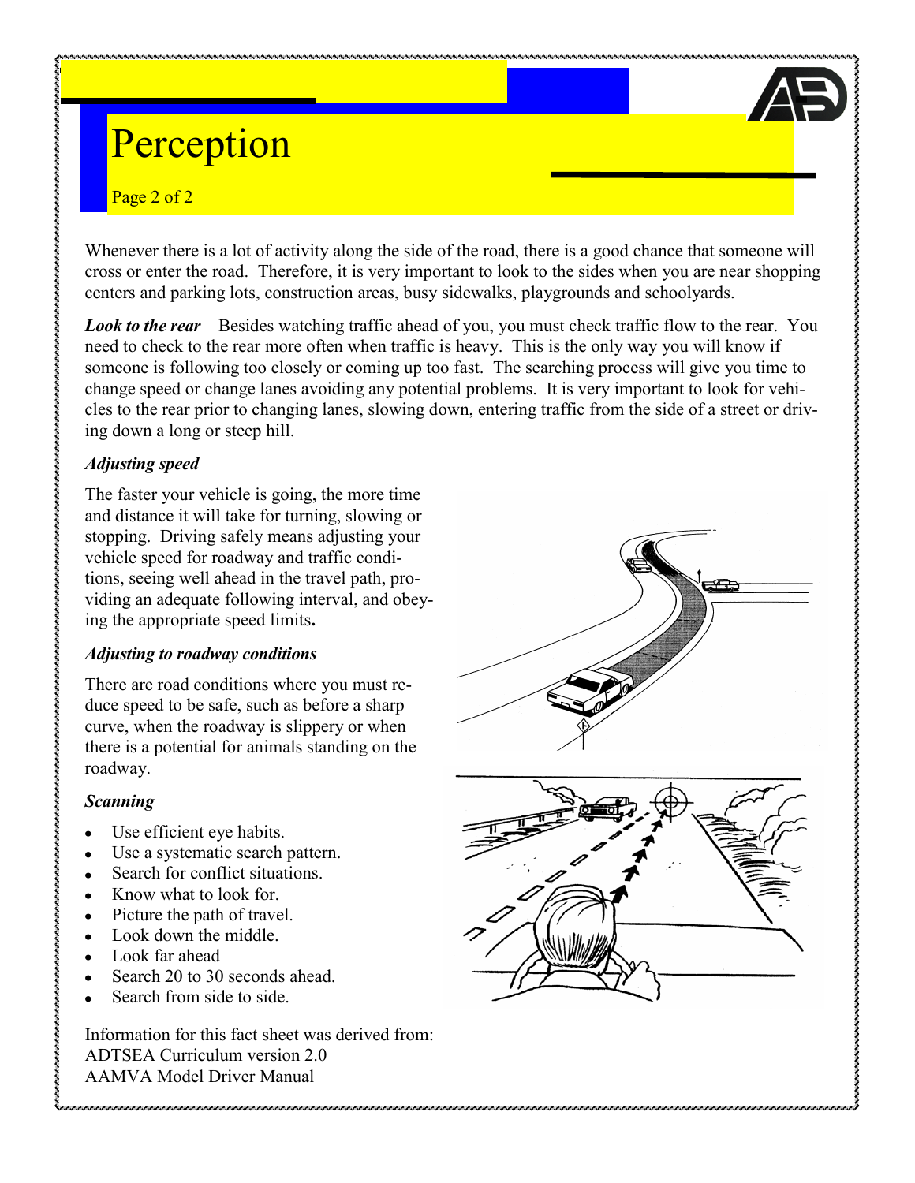# Perception

Whenever there is a lot of activity along the side of the road, there is a good chance that someone will cross or enter the road. Therefore, it is very important to look to the sides when you are near shopping centers and parking lots, construction areas, busy sidewalks, playgrounds and schoolyards.

***Look to the rear*** – Besides watching traffic ahead of you, you must check traffic flow to the rear. You need to check to the rear more often when traffic is heavy. This is the only way you will know if someone is following too closely or coming up too fast. The searching process will give you time to change speed or change lanes avoiding any potential problems. It is very important to look for vehicles to the rear prior to changing lanes, slowing down, entering traffic from the side of a street or driving down a long or steep hill.

### *Adjusting speed*

The faster your vehicle is going, the more time and distance it will take for turning, slowing or stopping. Driving safely means adjusting your vehicle speed for roadway and traffic conditions, seeing well ahead in the travel path, providing an adequate following interval, and obeying the appropriate speed limits**.**

### *Adjusting to roadway conditions*

There are road conditions where you must reduce speed to be safe, such as before a sharp curve, when the roadway is slippery or when there is a potential for animals standing on the roadway.

### *Scanning*

- Use efficient eye habits.
- Use a systematic search pattern.
- Search for conflict situations.
- Know what to look for.
- Picture the path of travel.
- Look down the middle.
- Look far ahead
- Search 20 to 30 seconds ahead.
- Search from side to side.

Information for this fact sheet was derived from:
ADTSEA Curriculum version 2.0
AAMVA Model Driver Manual